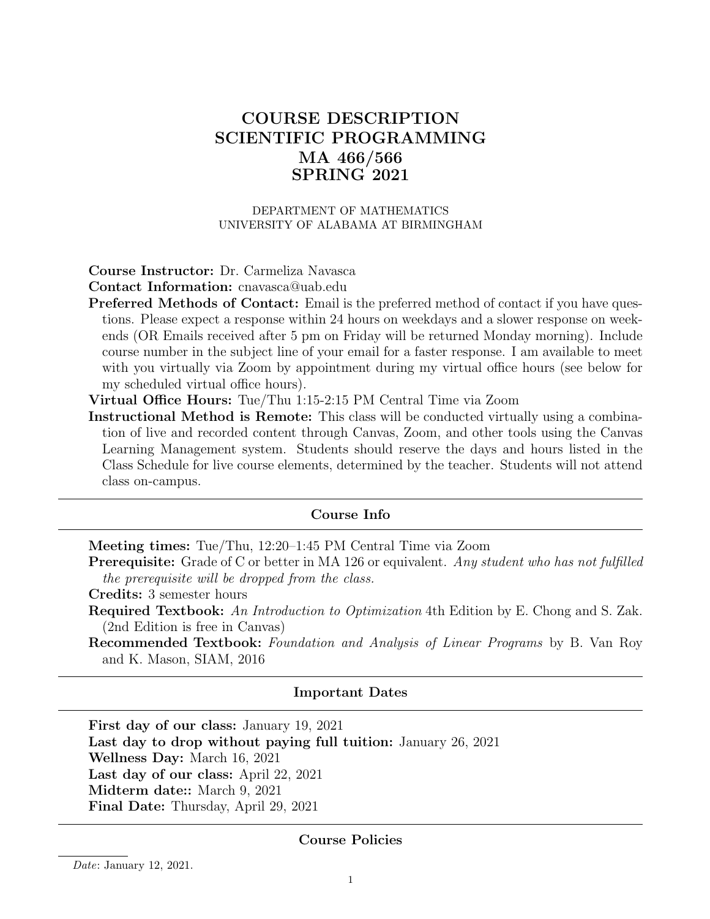# COURSE DESCRIPTION
# SCIENTIFIC PROGRAMMING
# MA 466/566
# SPRING 2021

DEPARTMENT OF MATHEMATICS
UNIVERSITY OF ALABAMA AT BIRMINGHAM

**Course Instructor:** Dr. Carmeliza Navasca

**Contact Information:** cnavasca@uab.edu

**Preferred Methods of Contact:** Email is the preferred method of contact if you have questions. Please expect a response within 24 hours on weekdays and a slower response on weekends (OR Emails received after 5 pm on Friday will be returned Monday morning). Include course number in the subject line of your email for a faster response. I am available to meet with you virtually via Zoom by appointment during my virtual office hours (see below for my scheduled virtual office hours).

**Virtual Office Hours:** Tue/Thu 1:15-2:15 PM Central Time via Zoom

**Instructional Method is Remote:** This class will be conducted virtually using a combination of live and recorded content through Canvas, Zoom, and other tools using the Canvas Learning Management system. Students should reserve the days and hours listed in the Class Schedule for live course elements, determined by the teacher. Students will not attend class on-campus.

## Course Info

**Meeting times:** Tue/Thu, 12:20–1:45 PM Central Time via Zoom

**Prerequisite:** Grade of C or better in MA 126 or equivalent. *Any student who has not fulfilled the prerequisite will be dropped from the class.*

**Credits:** 3 semester hours

**Required Textbook:** *An Introduction to Optimization* 4th Edition by E. Chong and S. Zak. (2nd Edition is free in Canvas)

**Recommended Textbook:** *Foundation and Analysis of Linear Programs* by B. Van Roy and K. Mason, SIAM, 2016

## Important Dates

**First day of our class:** January 19, 2021

**Last day to drop without paying full tuition:** January 26, 2021

**Wellness Day:** March 16, 2021

**Last day of our class:** April 22, 2021

**Midterm date::** March 9, 2021

**Final Date:** Thursday, April 29, 2021

## Course Policies

*Date*: January 12, 2021.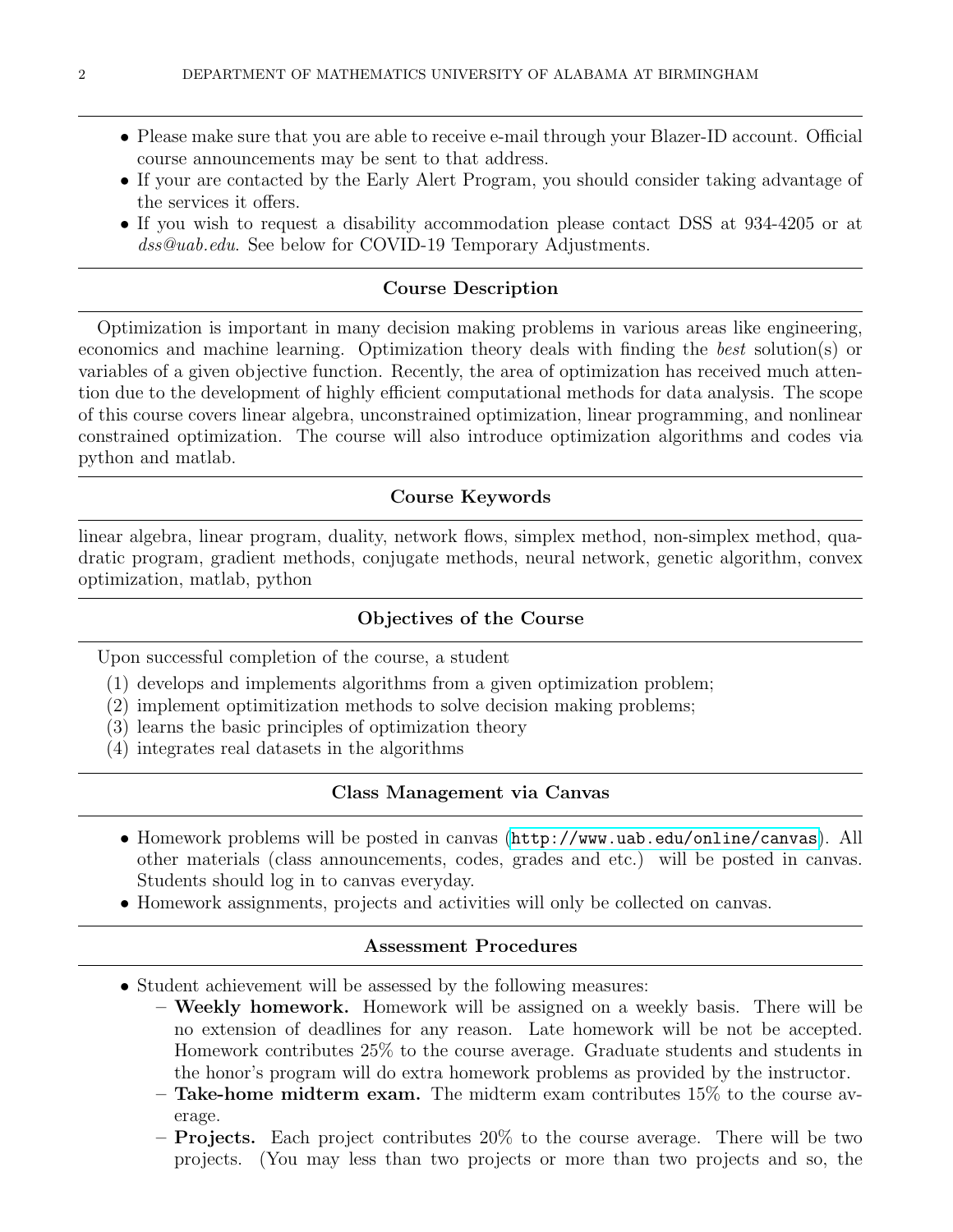- Please make sure that you are able to receive e-mail through your Blazer-ID account. Official course announcements may be sent to that address.
- If your are contacted by the Early Alert Program, you should consider taking advantage of the services it offers.
- If you wish to request a disability accommodation please contact DSS at 934-4205 or at *dss@uab.edu*. See below for COVID-19 Temporary Adjustments.

## Course Description

Optimization is important in many decision making problems in various areas like engineering, economics and machine learning. Optimization theory deals with finding the *best* solution(s) or variables of a given objective function. Recently, the area of optimization has received much attention due to the development of highly efficient computational methods for data analysis. The scope of this course covers linear algebra, unconstrained optimization, linear programming, and nonlinear constrained optimization. The course will also introduce optimization algorithms and codes via python and matlab.

## Course Keywords

linear algebra, linear program, duality, network flows, simplex method, non-simplex method, quadratic program, gradient methods, conjugate methods, neural network, genetic algorithm, convex optimization, matlab, python

## Objectives of the Course

Upon successful completion of the course, a student

1. develops and implements algorithms from a given optimization problem;
2. implement optimitization methods to solve decision making problems;
3. learns the basic principles of optimization theory
4. integrates real datasets in the algorithms

## Class Management via Canvas

- Homework problems will be posted in canvas (http://www.uab.edu/online/canvas). All other materials (class announcements, codes, grades and etc.) will be posted in canvas. Students should log in to canvas everyday.
- Homework assignments, projects and activities will only be collected on canvas.

## Assessment Procedures

- Student achievement will be assessed by the following measures:
  - **Weekly homework.** Homework will be assigned on a weekly basis. There will be no extension of deadlines for any reason. Late homework will be not be accepted. Homework contributes 25% to the course average. Graduate students and students in the honor's program will do extra homework problems as provided by the instructor.
  - **Take-home midterm exam.** The midterm exam contributes 15% to the course average.
  - **Projects.** Each project contributes 20% to the course average. There will be two projects. (You may less than two projects or more than two projects and so, the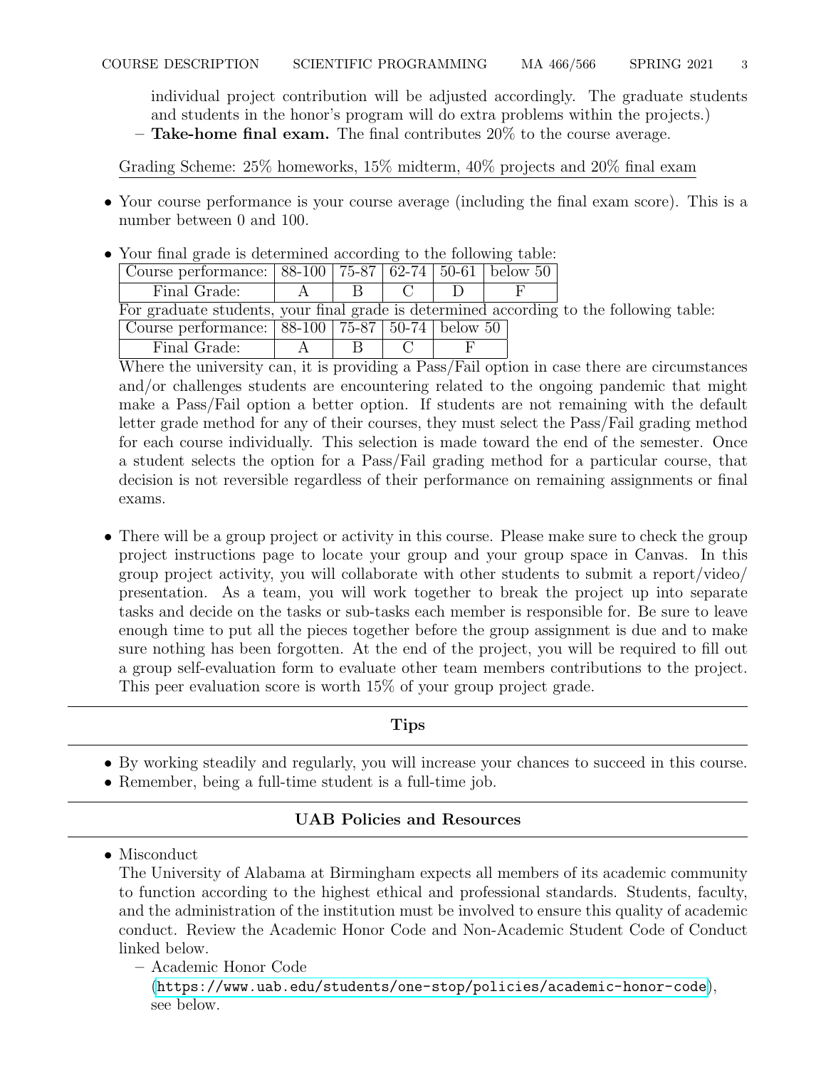individual project contribution will be adjusted accordingly. The graduate students and students in the honor's program will do extra problems within the projects.)

  - **Take-home final exam.** The final contributes 20% to the course average.

Grading Scheme: 25% homeworks, 15% midterm, 40% projects and 20% final exam

- Your course performance is your course average (including the final exam score). This is a number between 0 and 100.
- Your final grade is determined according to the following table:

| Course performance: | 88-100 | 75-87 | 62-74 | 50-61 | below 50 |
|---|---|---|---|---|---|
| Final Grade: | A | B | C | D | F |

For graduate students, your final grade is determined according to the following table:

| Course performance: | 88-100 | 75-87 | 50-74 | below 50 |
|---|---|---|---|---|
| Final Grade: | A | B | C | F |

Where the university can, it is providing a Pass/Fail option in case there are circumstances and/or challenges students are encountering related to the ongoing pandemic that might make a Pass/Fail option a better option. If students are not remaining with the default letter grade method for any of their courses, they must select the Pass/Fail grading method for each course individually. This selection is made toward the end of the semester. Once a student selects the option for a Pass/Fail grading method for a particular course, that decision is not reversible regardless of their performance on remaining assignments or final exams.

- There will be a group project or activity in this course. Please make sure to check the group project instructions page to locate your group and your group space in Canvas. In this group project activity, you will collaborate with other students to submit a report/video/ presentation. As a team, you will work together to break the project up into separate tasks and decide on the tasks or sub-tasks each member is responsible for. Be sure to leave enough time to put all the pieces together before the group assignment is due and to make sure nothing has been forgotten. At the end of the project, you will be required to fill out a group self-evaluation form to evaluate other team members contributions to the project. This peer evaluation score is worth 15% of your group project grade.

## Tips

- By working steadily and regularly, you will increase your chances to succeed in this course.
- Remember, being a full-time student is a full-time job.

## UAB Policies and Resources

- Misconduct

  The University of Alabama at Birmingham expects all members of its academic community to function according to the highest ethical and professional standards. Students, faculty, and the administration of the institution must be involved to ensure this quality of academic conduct. Review the Academic Honor Code and Non-Academic Student Code of Conduct linked below.

  - Academic Honor Code (https://www.uab.edu/students/one-stop/policies/academic-honor-code), see below.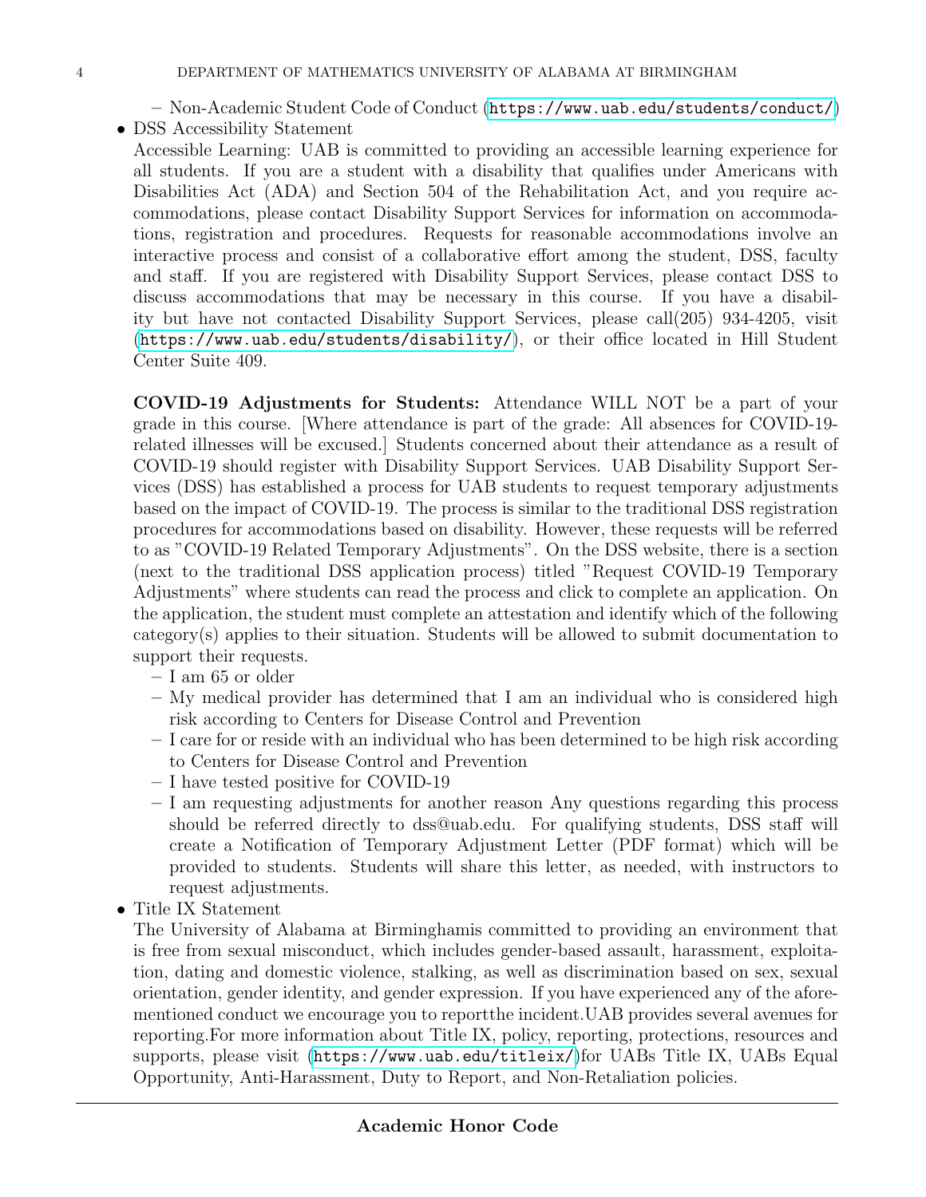- Non-Academic Student Code of Conduct (https://www.uab.edu/students/conduct/)

- DSS Accessibility Statement

  Accessible Learning: UAB is committed to providing an accessible learning experience for all students. If you are a student with a disability that qualifies under Americans with Disabilities Act (ADA) and Section 504 of the Rehabilitation Act, and you require accommodations, please contact Disability Support Services for information on accommodations, registration and procedures. Requests for reasonable accommodations involve an interactive process and consist of a collaborative effort among the student, DSS, faculty and staff. If you are registered with Disability Support Services, please contact DSS to discuss accommodations that may be necessary in this course. If you have a disability but have not contacted Disability Support Services, please call(205) 934-4205, visit (https://www.uab.edu/students/disability/), or their office located in Hill Student Center Suite 409.

  **COVID-19 Adjustments for Students:** Attendance WILL NOT be a part of your grade in this course. [Where attendance is part of the grade: All absences for COVID-19-related illnesses will be excused.] Students concerned about their attendance as a result of COVID-19 should register with Disability Support Services. UAB Disability Support Services (DSS) has established a process for UAB students to request temporary adjustments based on the impact of COVID-19. The process is similar to the traditional DSS registration procedures for accommodations based on disability. However, these requests will be referred to as "COVID-19 Related Temporary Adjustments". On the DSS website, there is a section (next to the traditional DSS application process) titled "Request COVID-19 Temporary Adjustments" where students can read the process and click to complete an application. On the application, the student must complete an attestation and identify which of the following category(s) applies to their situation. Students will be allowed to submit documentation to support their requests.
  - I am 65 or older
  - My medical provider has determined that I am an individual who is considered high risk according to Centers for Disease Control and Prevention
  - I care for or reside with an individual who has been determined to be high risk according to Centers for Disease Control and Prevention
  - I have tested positive for COVID-19
  - I am requesting adjustments for another reason Any questions regarding this process should be referred directly to dss@uab.edu. For qualifying students, DSS staff will create a Notification of Temporary Adjustment Letter (PDF format) which will be provided to students. Students will share this letter, as needed, with instructors to request adjustments.

- Title IX Statement

  The University of Alabama at Birminghamis committed to providing an environment that is free from sexual misconduct, which includes gender-based assault, harassment, exploitation, dating and domestic violence, stalking, as well as discrimination based on sex, sexual orientation, gender identity, and gender expression. If you have experienced any of the aforementioned conduct we encourage you to reportthe incident.UAB provides several avenues for reporting.For more information about Title IX, policy, reporting, protections, resources and supports, please visit (https://www.uab.edu/titleix/)for UABs Title IX, UABs Equal Opportunity, Anti-Harassment, Duty to Report, and Non-Retaliation policies.

---

**Academic Honor Code**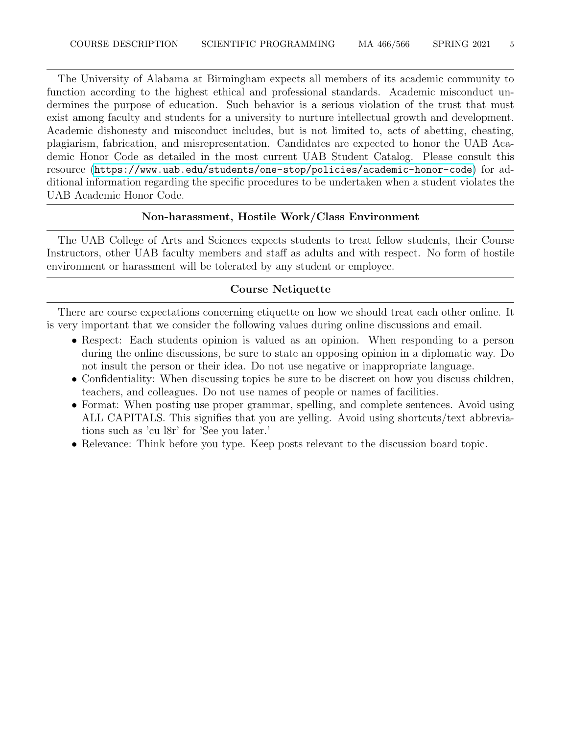The University of Alabama at Birmingham expects all members of its academic community to function according to the highest ethical and professional standards. Academic misconduct undermines the purpose of education. Such behavior is a serious violation of the trust that must exist among faculty and students for a university to nurture intellectual growth and development. Academic dishonesty and misconduct includes, but is not limited to, acts of abetting, cheating, plagiarism, fabrication, and misrepresentation. Candidates are expected to honor the UAB Academic Honor Code as detailed in the most current UAB Student Catalog. Please consult this resource (https://www.uab.edu/students/one-stop/policies/academic-honor-code) for additional information regarding the specific procedures to be undertaken when a student violates the UAB Academic Honor Code.

## Non-harassment, Hostile Work/Class Environment

The UAB College of Arts and Sciences expects students to treat fellow students, their Course Instructors, other UAB faculty members and staff as adults and with respect. No form of hostile environment or harassment will be tolerated by any student or employee.

## Course Netiquette

There are course expectations concerning etiquette on how we should treat each other online. It is very important that we consider the following values during online discussions and email.

- Respect: Each students opinion is valued as an opinion. When responding to a person during the online discussions, be sure to state an opposing opinion in a diplomatic way. Do not insult the person or their idea. Do not use negative or inappropriate language.
- Confidentiality: When discussing topics be sure to be discreet on how you discuss children, teachers, and colleagues. Do not use names of people or names of facilities.
- Format: When posting use proper grammar, spelling, and complete sentences. Avoid using ALL CAPITALS. This signifies that you are yelling. Avoid using shortcuts/text abbreviations such as 'cu l8r' for 'See you later.'
- Relevance: Think before you type. Keep posts relevant to the discussion board topic.